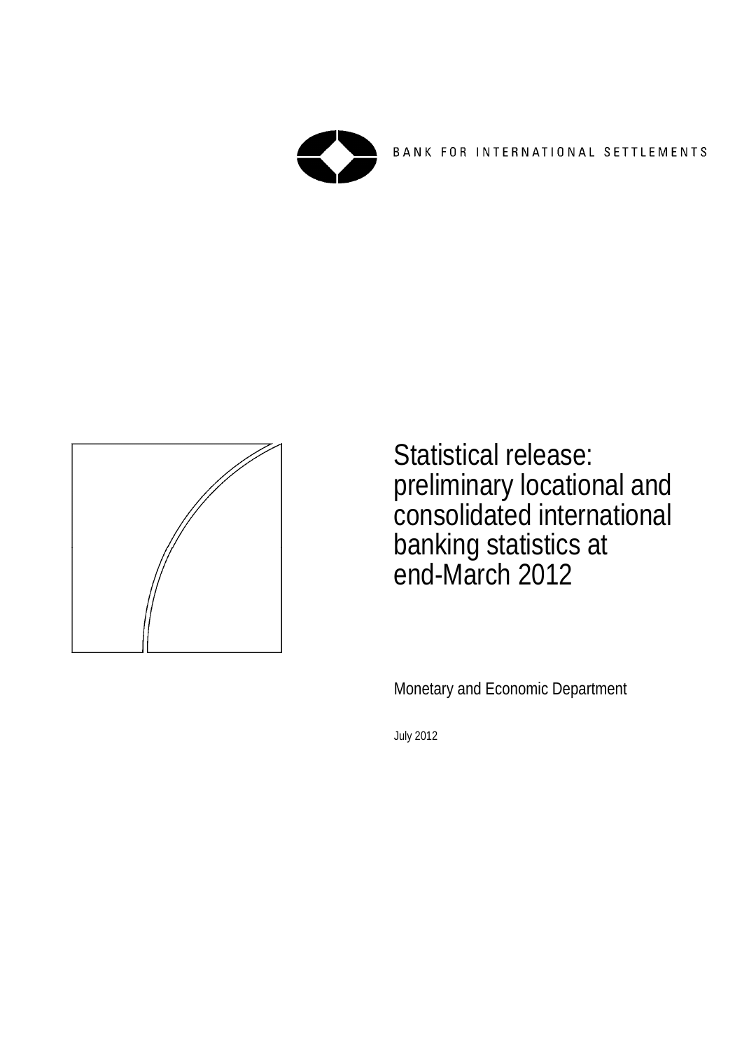BANK FOR INTERNATIONAL SETTLEMENTS

# Statistical release: preliminary locational and consolidated international banking statistics at end-March 2012

Monetary and Economic Department

July 2012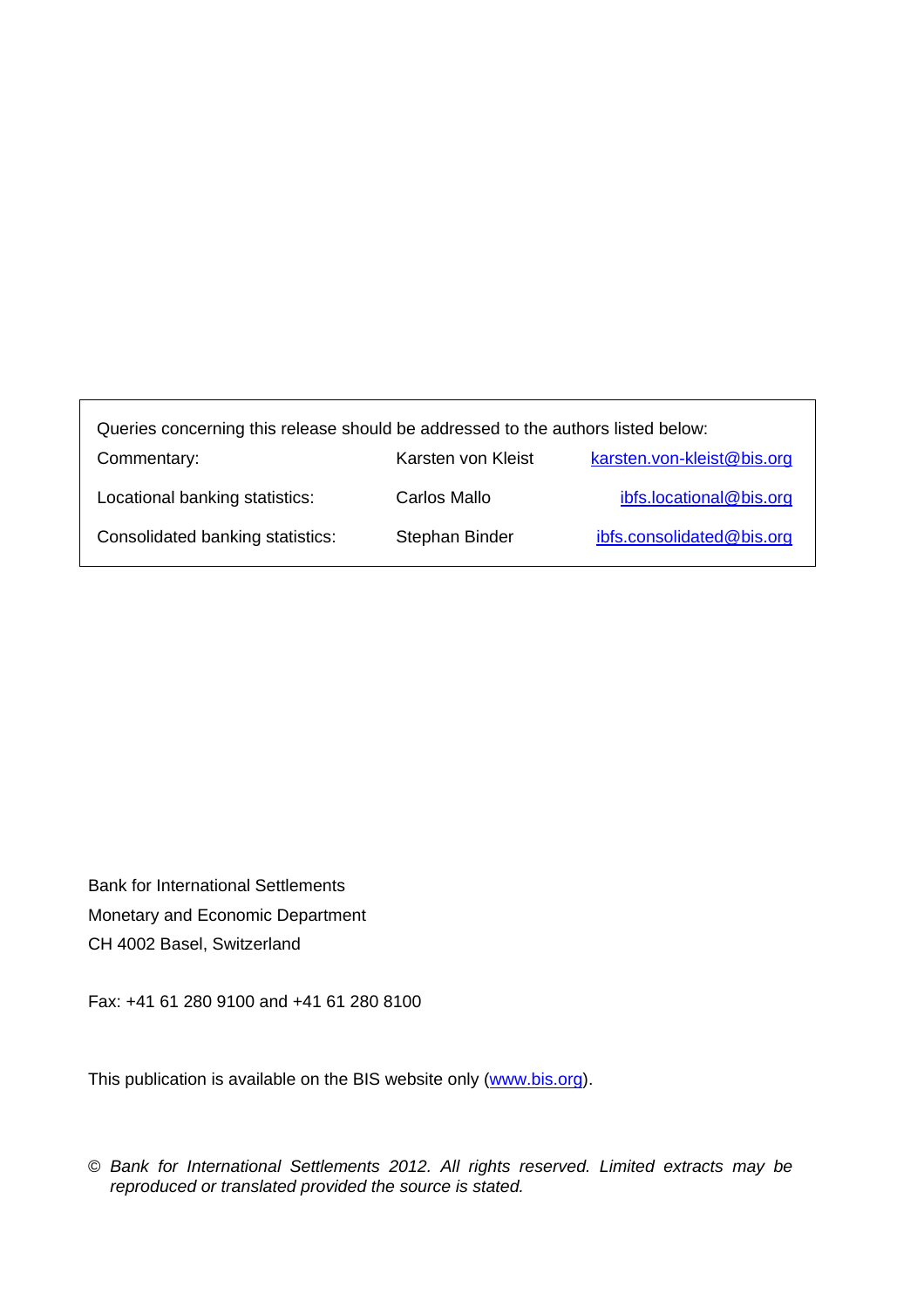Queries concerning this release should be addressed to the authors listed below:

| | | |
|---|---|---|
| Commentary: | Karsten von Kleist | karsten.von-kleist@bis.org |
| Locational banking statistics: | Carlos Mallo | ibfs.locational@bis.org |
| Consolidated banking statistics: | Stephan Binder | ibfs.consolidated@bis.org |

Bank for International Settlements
Monetary and Economic Department
CH 4002 Basel, Switzerland

Fax: +41 61 280 9100 and +41 61 280 8100

This publication is available on the BIS website only (www.bis.org).

© *Bank for International Settlements 2012. All rights reserved. Limited extracts may be reproduced or translated provided the source is stated.*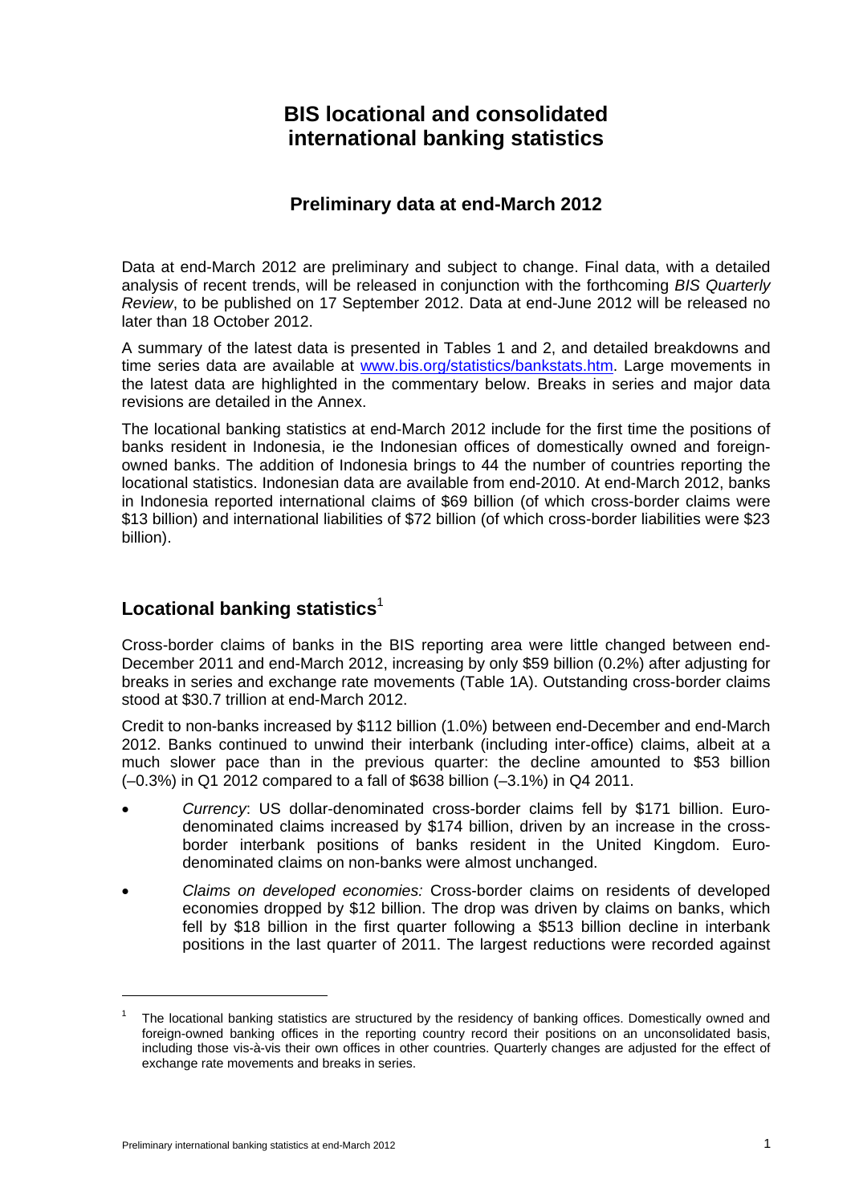# BIS locational and consolidated international banking statistics

## Preliminary data at end-March 2012

Data at end-March 2012 are preliminary and subject to change. Final data, with a detailed analysis of recent trends, will be released in conjunction with the forthcoming *BIS Quarterly Review*, to be published on 17 September 2012. Data at end-June 2012 will be released no later than 18 October 2012.

A summary of the latest data is presented in Tables 1 and 2, and detailed breakdowns and time series data are available at www.bis.org/statistics/bankstats.htm. Large movements in the latest data are highlighted in the commentary below. Breaks in series and major data revisions are detailed in the Annex.

The locational banking statistics at end-March 2012 include for the first time the positions of banks resident in Indonesia, ie the Indonesian offices of domestically owned and foreign-owned banks. The addition of Indonesia brings to 44 the number of countries reporting the locational statistics. Indonesian data are available from end-2010. At end-March 2012, banks in Indonesia reported international claims of $69 billion (of which cross-border claims were $13 billion) and international liabilities of $72 billion (of which cross-border liabilities were $23 billion).

## Locational banking statistics[1]

Cross-border claims of banks in the BIS reporting area were little changed between end-December 2011 and end-March 2012, increasing by only $59 billion (0.2%) after adjusting for breaks in series and exchange rate movements (Table 1A). Outstanding cross-border claims stood at $30.7 trillion at end-March 2012.

Credit to non-banks increased by $112 billion (1.0%) between end-December and end-March 2012. Banks continued to unwind their interbank (including inter-office) claims, albeit at a much slower pace than in the previous quarter: the decline amounted to $53 billion (–0.3%) in Q1 2012 compared to a fall of $638 billion (–3.1%) in Q4 2011.

- *Currency*: US dollar-denominated cross-border claims fell by $171 billion. Euro-denominated claims increased by $174 billion, driven by an increase in the cross-border interbank positions of banks resident in the United Kingdom. Euro-denominated claims on non-banks were almost unchanged.
- *Claims on developed economies:* Cross-border claims on residents of developed economies dropped by $12 billion. The drop was driven by claims on banks, which fell by $18 billion in the first quarter following a $513 billion decline in interbank positions in the last quarter of 2011. The largest reductions were recorded against

---

[1] The locational banking statistics are structured by the residency of banking offices. Domestically owned and foreign-owned banking offices in the reporting country record their positions on an unconsolidated basis, including those vis-à-vis their own offices in other countries. Quarterly changes are adjusted for the effect of exchange rate movements and breaks in series.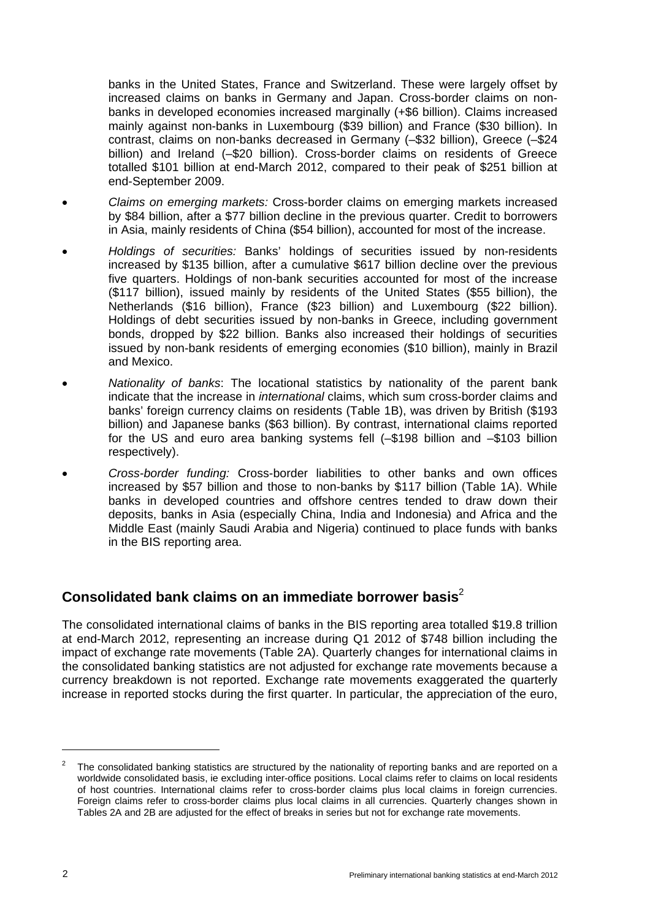banks in the United States, France and Switzerland. These were largely offset by increased claims on banks in Germany and Japan. Cross-border claims on non-banks in developed economies increased marginally (+$6 billion). Claims increased mainly against non-banks in Luxembourg ($39 billion) and France ($30 billion). In contrast, claims on non-banks decreased in Germany (–$32 billion), Greece (–$24 billion) and Ireland (–$20 billion). Cross-border claims on residents of Greece totalled $101 billion at end-March 2012, compared to their peak of $251 billion at end-September 2009.

- *Claims on emerging markets:* Cross-border claims on emerging markets increased by $84 billion, after a $77 billion decline in the previous quarter. Credit to borrowers in Asia, mainly residents of China ($54 billion), accounted for most of the increase.
- *Holdings of securities:* Banks' holdings of securities issued by non-residents increased by $135 billion, after a cumulative $617 billion decline over the previous five quarters. Holdings of non-bank securities accounted for most of the increase ($117 billion), issued mainly by residents of the United States ($55 billion), the Netherlands ($16 billion), France ($23 billion) and Luxembourg ($22 billion). Holdings of debt securities issued by non-banks in Greece, including government bonds, dropped by $22 billion. Banks also increased their holdings of securities issued by non-bank residents of emerging economies ($10 billion), mainly in Brazil and Mexico.
- *Nationality of banks*: The locational statistics by nationality of the parent bank indicate that the increase in *international* claims, which sum cross-border claims and banks' foreign currency claims on residents (Table 1B), was driven by British ($193 billion) and Japanese banks ($63 billion). By contrast, international claims reported for the US and euro area banking systems fell (–$198 billion and –$103 billion respectively).
- *Cross-border funding:* Cross-border liabilities to other banks and own offices increased by $57 billion and those to non-banks by $117 billion (Table 1A). While banks in developed countries and offshore centres tended to draw down their deposits, banks in Asia (especially China, India and Indonesia) and Africa and the Middle East (mainly Saudi Arabia and Nigeria) continued to place funds with banks in the BIS reporting area.

## Consolidated bank claims on an immediate borrower basis[2]

The consolidated international claims of banks in the BIS reporting area totalled $19.8 trillion at end-March 2012, representing an increase during Q1 2012 of $748 billion including the impact of exchange rate movements (Table 2A). Quarterly changes for international claims in the consolidated banking statistics are not adjusted for exchange rate movements because a currency breakdown is not reported. Exchange rate movements exaggerated the quarterly increase in reported stocks during the first quarter. In particular, the appreciation of the euro,

[2] The consolidated banking statistics are structured by the nationality of reporting banks and are reported on a worldwide consolidated basis, ie excluding inter-office positions. Local claims refer to claims on local residents of host countries. International claims refer to cross-border claims plus local claims in foreign currencies. Foreign claims refer to cross-border claims plus local claims in all currencies. Quarterly changes shown in Tables 2A and 2B are adjusted for the effect of breaks in series but not for exchange rate movements.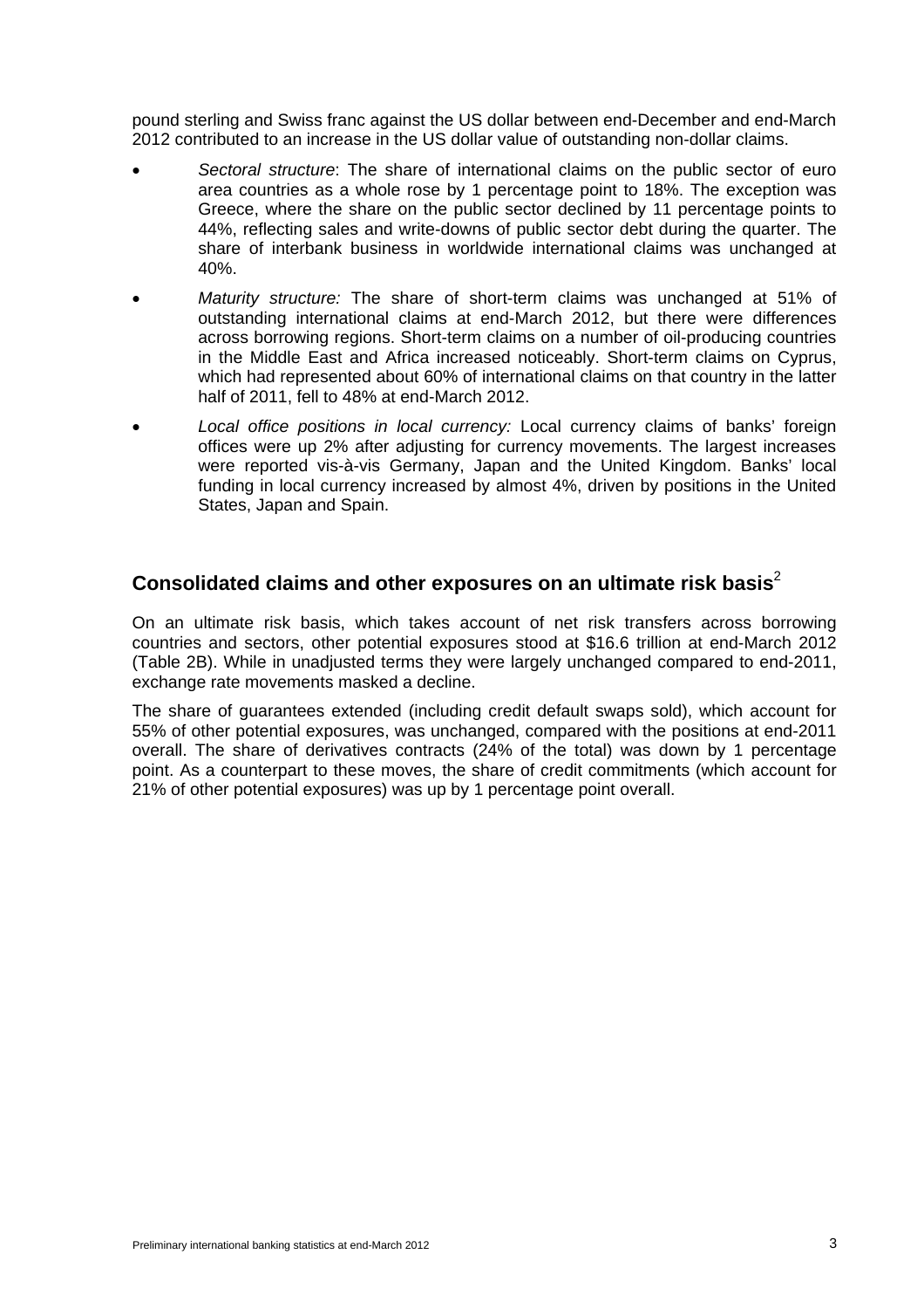pound sterling and Swiss franc against the US dollar between end-December and end-March 2012 contributed to an increase in the US dollar value of outstanding non-dollar claims.

- *Sectoral structure*: The share of international claims on the public sector of euro area countries as a whole rose by 1 percentage point to 18%. The exception was Greece, where the share on the public sector declined by 11 percentage points to 44%, reflecting sales and write-downs of public sector debt during the quarter. The share of interbank business in worldwide international claims was unchanged at 40%.
- *Maturity structure:* The share of short-term claims was unchanged at 51% of outstanding international claims at end-March 2012, but there were differences across borrowing regions. Short-term claims on a number of oil-producing countries in the Middle East and Africa increased noticeably. Short-term claims on Cyprus, which had represented about 60% of international claims on that country in the latter half of 2011, fell to 48% at end-March 2012.
- *Local office positions in local currency:* Local currency claims of banks' foreign offices were up 2% after adjusting for currency movements. The largest increases were reported vis-à-vis Germany, Japan and the United Kingdom. Banks' local funding in local currency increased by almost 4%, driven by positions in the United States, Japan and Spain.

## Consolidated claims and other exposures on an ultimate risk basis[2]

On an ultimate risk basis, which takes account of net risk transfers across borrowing countries and sectors, other potential exposures stood at $16.6 trillion at end-March 2012 (Table 2B). While in unadjusted terms they were largely unchanged compared to end-2011, exchange rate movements masked a decline.

The share of guarantees extended (including credit default swaps sold), which account for 55% of other potential exposures, was unchanged, compared with the positions at end-2011 overall. The share of derivatives contracts (24% of the total) was down by 1 percentage point. As a counterpart to these moves, the share of credit commitments (which account for 21% of other potential exposures) was up by 1 percentage point overall.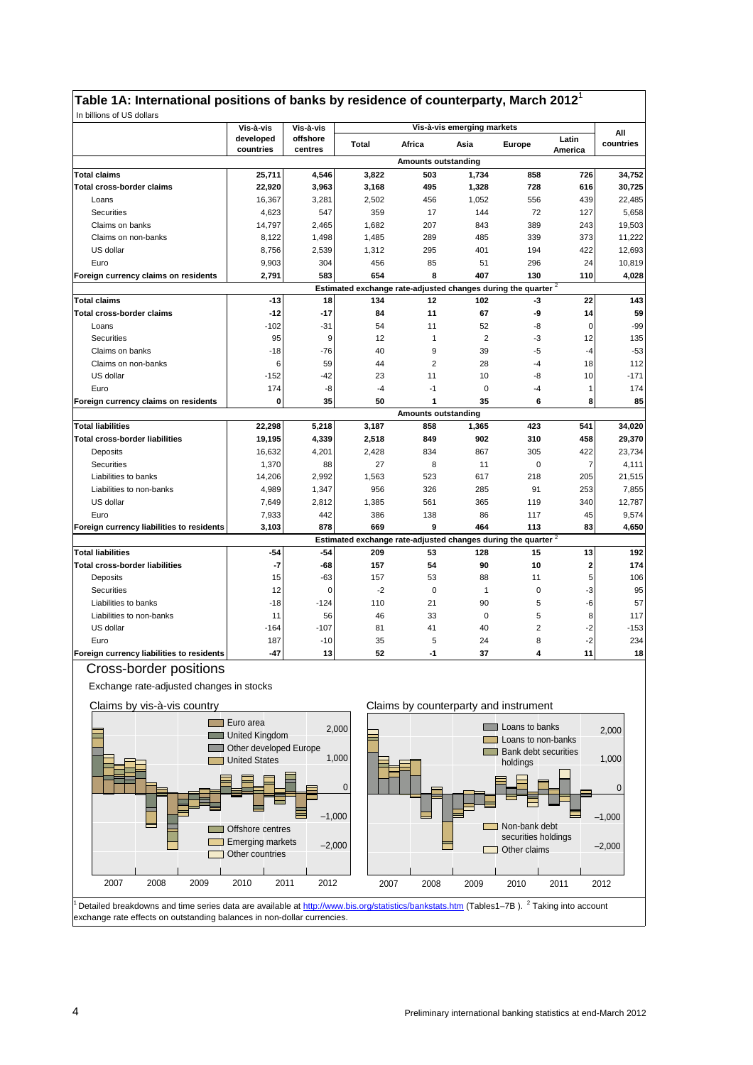## Table 1A: International positions of banks by residence of counterparty, March 2012[1]

In billions of US dollars

| | Vis-à-vis developed countries | Vis-à-vis offshore centres | Vis-à-vis emerging markets: Total | Africa | Asia | Europe | Latin America | All countries |
|---|---|---|---|---|---|---|---|---|
| | | | **Amounts outstanding** | | | | | |
| **Total claims** | **25,711** | **4,546** | **3,822** | **503** | **1,734** | **858** | **726** | **34,752** |
| **Total cross-border claims** | **22,920** | **3,963** | **3,168** | **495** | **1,328** | **728** | **616** | **30,725** |
| Loans | 16,367 | 3,281 | 2,502 | 456 | 1,052 | 556 | 439 | 22,485 |
| Securities | 4,623 | 547 | 359 | 17 | 144 | 72 | 127 | 5,658 |
| Claims on banks | 14,797 | 2,465 | 1,682 | 207 | 843 | 389 | 243 | 19,503 |
| Claims on non-banks | 8,122 | 1,498 | 1,485 | 289 | 485 | 339 | 373 | 11,222 |
| US dollar | 8,756 | 2,539 | 1,312 | 295 | 401 | 194 | 422 | 12,693 |
| Euro | 9,903 | 304 | 456 | 85 | 51 | 296 | 24 | 10,819 |
| **Foreign currency claims on residents** | **2,791** | **583** | **654** | **8** | **407** | **130** | **110** | **4,028** |
| | | | **Estimated exchange rate-adjusted changes during the quarter[2]** | | | | | |
| **Total claims** | **-13** | **18** | **134** | **12** | **102** | **-3** | **22** | **143** |
| **Total cross-border claims** | **-12** | **-17** | **84** | **11** | **67** | **-9** | **14** | **59** |
| Loans | -102 | -31 | 54 | 11 | 52 | -8 | 0 | -99 |
| Securities | 95 | 9 | 12 | 1 | 2 | -3 | 12 | 135 |
| Claims on banks | -18 | -76 | 40 | 9 | 39 | -5 | -4 | -53 |
| Claims on non-banks | 6 | 59 | 44 | 2 | 28 | -4 | 18 | 112 |
| US dollar | -152 | -42 | 23 | 11 | 10 | -8 | 10 | -171 |
| Euro | 174 | -8 | -4 | -1 | 0 | -4 | 1 | 174 |
| **Foreign currency claims on residents** | **0** | **35** | **50** | **1** | **35** | **6** | **8** | **85** |
| | | | **Amounts outstanding** | | | | | |
| **Total liabilities** | **22,298** | **5,218** | **3,187** | **858** | **1,365** | **423** | **541** | **34,020** |
| **Total cross-border liabilities** | **19,195** | **4,339** | **2,518** | **849** | **902** | **310** | **458** | **29,370** |
| Deposits | 16,632 | 4,201 | 2,428 | 834 | 867 | 305 | 422 | 23,734 |
| Securities | 1,370 | 88 | 27 | 8 | 11 | 0 | 7 | 4,111 |
| Liabilities to banks | 14,206 | 2,992 | 1,563 | 523 | 617 | 218 | 205 | 21,515 |
| Liabilities to non-banks | 4,989 | 1,347 | 956 | 326 | 285 | 91 | 253 | 7,855 |
| US dollar | 7,649 | 2,812 | 1,385 | 561 | 365 | 119 | 340 | 12,787 |
| Euro | 7,933 | 442 | 386 | 138 | 86 | 117 | 45 | 9,574 |
| **Foreign currency liabilities to residents** | **3,103** | **878** | **669** | **9** | **464** | **113** | **83** | **4,650** |
| | | | **Estimated exchange rate-adjusted changes during the quarter[2]** | | | | | |
| **Total liabilities** | **-54** | **-54** | **209** | **53** | **128** | **15** | **13** | **192** |
| **Total cross-border liabilities** | **-7** | **-68** | **157** | **54** | **90** | **10** | **2** | **174** |
| Deposits | 15 | -63 | 157 | 53 | 88 | 11 | 5 | 106 |
| Securities | 12 | 0 | -2 | 0 | 1 | 0 | -3 | 95 |
| Liabilities to banks | -18 | -124 | 110 | 21 | 90 | 5 | -6 | 57 |
| Liabilities to non-banks | 11 | 56 | 46 | 33 | 0 | 5 | 8 | 117 |
| US dollar | -164 | -107 | 81 | 41 | 40 | 2 | -2 | -153 |
| Euro | 187 | -10 | 35 | 5 | 24 | 8 | -2 | 234 |
| **Foreign currency liabilities to residents** | **-47** | **13** | **52** | **-1** | **37** | **4** | **11** | **18** |

### Cross-border positions

Exchange rate-adjusted changes in stocks

Claims by vis-à-vis country

Claims by counterparty and instrument

[1] Detailed breakdowns and time series data are available at http://www.bis.org/statistics/bankstats.htm (Tables1–7B ). [2] Taking into account exchange rate effects on outstanding balances in non-dollar currencies.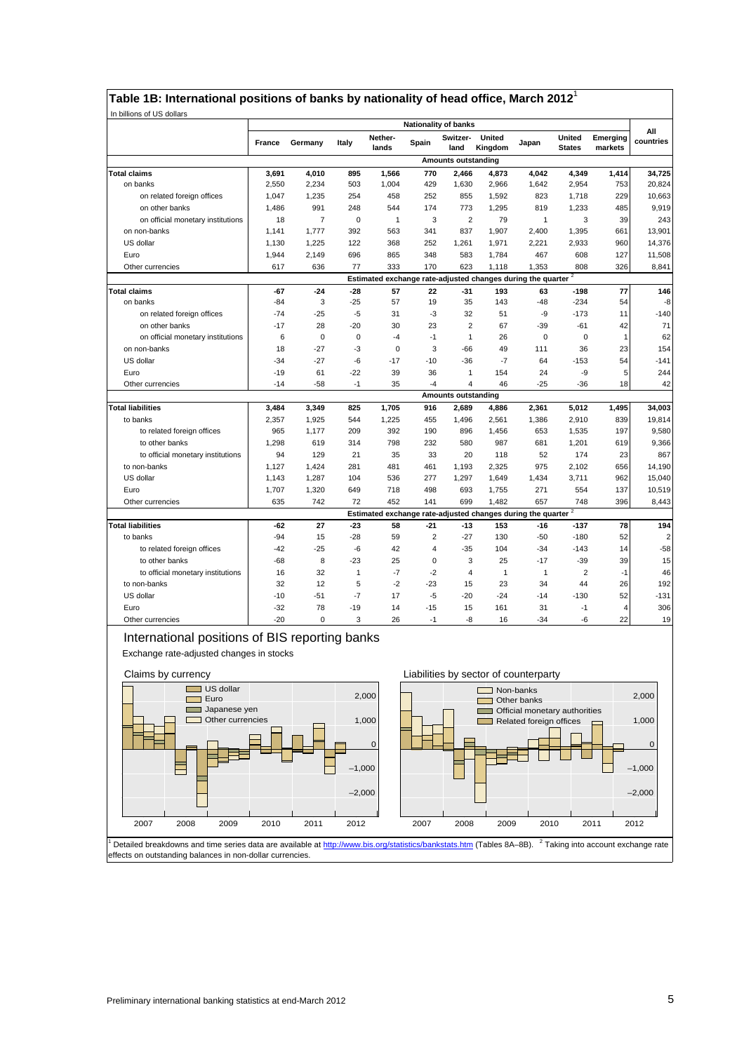## Table 1B: International positions of banks by nationality of head office, March 2012[1]

In billions of US dollars

| | Nationality of banks | | | | | | | | | | All countries |
|---|---|---|---|---|---|---|---|---|---|---|---|
| | France | Germany | Italy | Nether-lands | Spain | Switzer-land | United Kingdom | Japan | United States | Emerging markets | |
| | **Amounts outstanding** | | | | | | | | | | |
| **Total claims** | **3,691** | **4,010** | **895** | **1,566** | **770** | **2,466** | **4,873** | **4,042** | **4,349** | **1,414** | **34,725** |
| on banks | 2,550 | 2,234 | 503 | 1,004 | 429 | 1,630 | 2,966 | 1,642 | 2,954 | 753 | 20,824 |
| on related foreign offices | 1,047 | 1,235 | 254 | 458 | 252 | 855 | 1,592 | 823 | 1,718 | 229 | 10,663 |
| on other banks | 1,486 | 991 | 248 | 544 | 174 | 773 | 1,295 | 819 | 1,233 | 485 | 9,919 |
| on official monetary institutions | 18 | 7 | 0 | 1 | 3 | 2 | 79 | 1 | 3 | 39 | 243 |
| on non-banks | 1,141 | 1,777 | 392 | 563 | 341 | 837 | 1,907 | 2,400 | 1,395 | 661 | 13,901 |
| US dollar | 1,130 | 1,225 | 122 | 368 | 252 | 1,261 | 1,971 | 2,221 | 2,933 | 960 | 14,376 |
| Euro | 1,944 | 2,149 | 696 | 865 | 348 | 583 | 1,784 | 467 | 608 | 127 | 11,508 |
| Other currencies | 617 | 636 | 77 | 333 | 170 | 623 | 1,118 | 1,353 | 808 | 326 | 8,841 |
| | **Estimated exchange rate-adjusted changes during the quarter [2]** | | | | | | | | | | |
| **Total claims** | **-67** | **-24** | **-28** | **57** | **22** | **-31** | **193** | **63** | **-198** | **77** | **146** |
| on banks | -84 | 3 | -25 | 57 | 19 | 35 | 143 | -48 | -234 | 54 | -8 |
| on related foreign offices | -74 | -25 | -5 | 31 | -3 | 32 | 51 | -9 | -173 | 11 | -140 |
| on other banks | -17 | 28 | -20 | 30 | 23 | 2 | 67 | -39 | -61 | 42 | 71 |
| on official monetary institutions | 6 | 0 | 0 | -4 | -1 | 1 | 26 | 0 | 0 | 1 | 62 |
| on non-banks | 18 | -27 | -3 | 0 | 3 | -66 | 49 | 111 | 36 | 23 | 154 |
| US dollar | -34 | -27 | -6 | -17 | -10 | -36 | -7 | 64 | -153 | 54 | -141 |
| Euro | -19 | 61 | -22 | 39 | 36 | 1 | 154 | 24 | -9 | 5 | 244 |
| Other currencies | -14 | -58 | -1 | 35 | -4 | 4 | 46 | -25 | -36 | 18 | 42 |
| | **Amounts outstanding** | | | | | | | | | | |
| **Total liabilities** | **3,484** | **3,349** | **825** | **1,705** | **916** | **2,689** | **4,886** | **2,361** | **5,012** | **1,495** | **34,003** |
| to banks | 2,357 | 1,925 | 544 | 1,225 | 455 | 1,496 | 2,561 | 1,386 | 2,910 | 839 | 19,814 |
| to related foreign offices | 965 | 1,177 | 209 | 392 | 190 | 896 | 1,456 | 653 | 1,535 | 197 | 9,580 |
| to other banks | 1,298 | 619 | 314 | 798 | 232 | 580 | 987 | 681 | 1,201 | 619 | 9,366 |
| to official monetary institutions | 94 | 129 | 21 | 35 | 33 | 20 | 118 | 52 | 174 | 23 | 867 |
| to non-banks | 1,127 | 1,424 | 281 | 481 | 461 | 1,193 | 2,325 | 975 | 2,102 | 656 | 14,190 |
| US dollar | 1,143 | 1,287 | 104 | 536 | 277 | 1,297 | 1,649 | 1,434 | 3,711 | 962 | 15,040 |
| Euro | 1,707 | 1,320 | 649 | 718 | 498 | 693 | 1,755 | 271 | 554 | 137 | 10,519 |
| Other currencies | 635 | 742 | 72 | 452 | 141 | 699 | 1,482 | 657 | 748 | 396 | 8,443 |
| | **Estimated exchange rate-adjusted changes during the quarter [2]** | | | | | | | | | | |
| **Total liabilities** | **-62** | **27** | **-23** | **58** | **-21** | **-13** | **153** | **-16** | **-137** | **78** | **194** |
| to banks | -94 | 15 | -28 | 59 | 2 | -27 | 130 | -50 | -180 | 52 | 2 |
| to related foreign offices | -42 | -25 | -6 | 42 | 4 | -35 | 104 | -34 | -143 | 14 | -58 |
| to other banks | -68 | 8 | -23 | 25 | 0 | 3 | 25 | -17 | -39 | 39 | 15 |
| to official monetary institutions | 16 | 32 | 1 | -7 | -2 | 4 | 1 | 1 | 2 | -1 | 46 |
| to non-banks | 32 | 12 | 5 | -2 | -23 | 15 | 23 | 34 | 44 | 26 | 192 |
| US dollar | -10 | -51 | -7 | 17 | -5 | -20 | -24 | -14 | -130 | 52 | -131 |
| Euro | -32 | 78 | -19 | 14 | -15 | 15 | 161 | 31 | -1 | 4 | 306 |
| Other currencies | -20 | 0 | 3 | 26 | -1 | -8 | 16 | -34 | -6 | 22 | 19 |

### International positions of BIS reporting banks

Exchange rate-adjusted changes in stocks

Claims by currency

Liabilities by sector of counterparty

[1] Detailed breakdowns and time series data are available at http://www.bis.org/statistics/bankstats.htm (Tables 8A–8B). [2] Taking into account exchange rate effects on outstanding balances in non-dollar currencies.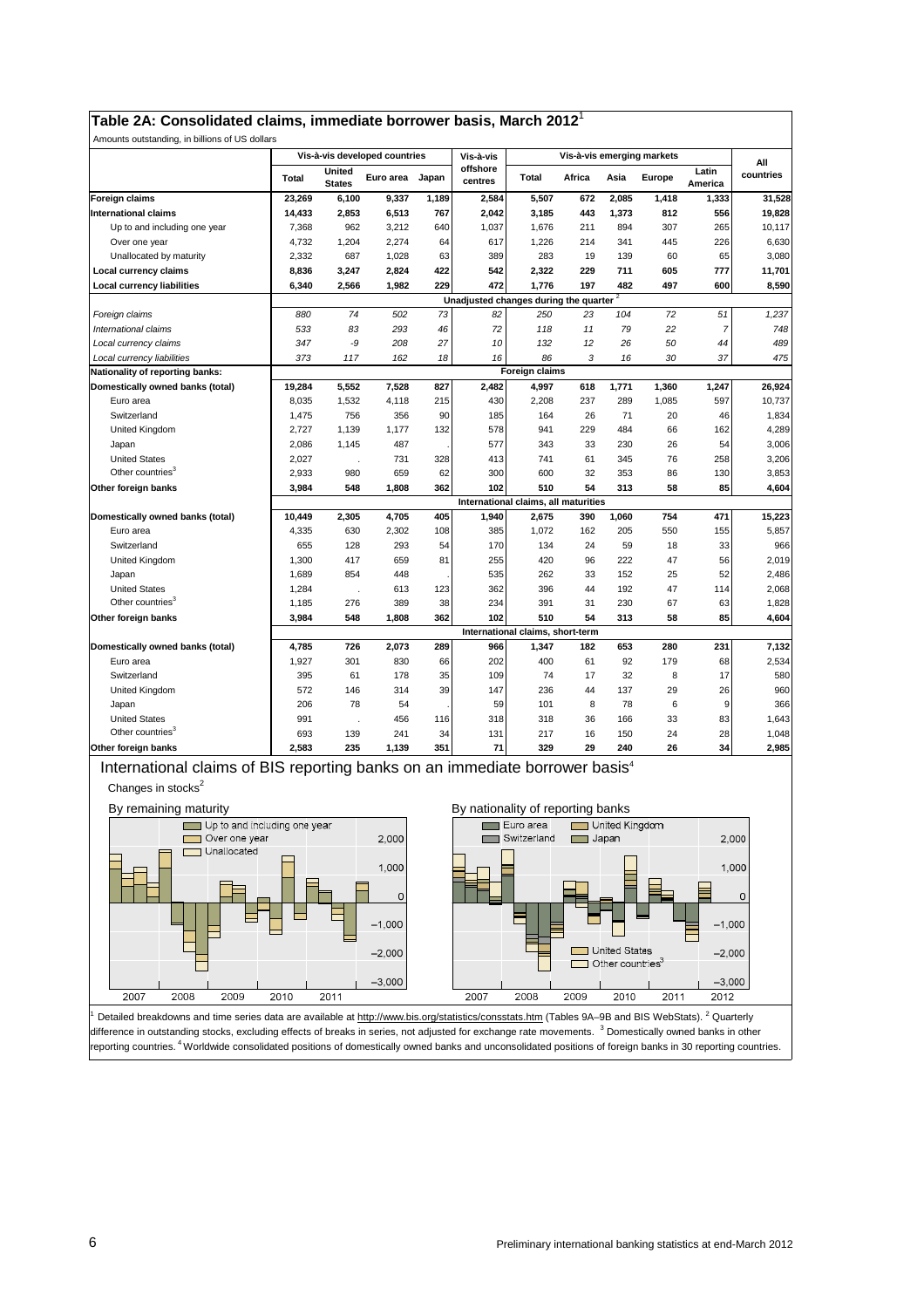## Table 2A: Consolidated claims, immediate borrower basis, March 2012[1]

Amounts outstanding, in billions of US dollars

| | Vis-à-vis developed countries | | | | Vis-à-vis offshore centres | Vis-à-vis emerging markets | | | | | All countries |
|---|---|---|---|---|---|---|---|---|---|---|---|
| | Total | United States | Euro area | Japan | | Total | Africa | Asia | Europe | Latin America | |
| **Foreign claims** | **23,269** | **6,100** | **9,337** | **1,189** | **2,584** | **5,507** | **672** | **2,085** | **1,418** | **1,333** | **31,528** |
| **International claims** | **14,433** | **2,853** | **6,513** | **767** | **2,042** | **3,185** | **443** | **1,373** | **812** | **556** | **19,828** |
| Up to and including one year | 7,368 | 962 | 3,212 | 640 | 1,037 | 1,676 | 211 | 894 | 307 | 265 | 10,117 |
| Over one year | 4,732 | 1,204 | 2,274 | 64 | 617 | 1,226 | 214 | 341 | 445 | 226 | 6,630 |
| Unallocated by maturity | 2,332 | 687 | 1,028 | 63 | 389 | 283 | 19 | 139 | 60 | 65 | 3,080 |
| **Local currency claims** | **8,836** | **3,247** | **2,824** | **422** | **542** | **2,322** | **229** | **711** | **605** | **777** | **11,701** |
| **Local currency liabilities** | **6,340** | **2,566** | **1,982** | **229** | **472** | **1,776** | **197** | **482** | **497** | **600** | **8,590** |
| | Unadjusted changes during the quarter[2] | | | | | | | | | | |
| *Foreign claims* | *880* | *74* | *502* | *73* | *82* | *250* | *23* | *104* | *72* | *51* | *1,237* |
| *International claims* | *533* | *83* | *293* | *46* | *72* | *118* | *11* | *79* | *22* | *7* | *748* |
| *Local currency claims* | *347* | *-9* | *208* | *27* | *10* | *132* | *12* | *26* | *50* | *44* | *489* |
| *Local currency liabilities* | *373* | *117* | *162* | *18* | *16* | *86* | *3* | *16* | *30* | *37* | *475* |
| **Nationality of reporting banks:** | Foreign claims | | | | | | | | | | |
| **Domestically owned banks (total)** | **19,284** | **5,552** | **7,528** | **827** | **2,482** | **4,997** | **618** | **1,771** | **1,360** | **1,247** | **26,924** |
| Euro area | 8,035 | 1,532 | 4,118 | 215 | 430 | 2,208 | 237 | 289 | 1,085 | 597 | 10,737 |
| Switzerland | 1,475 | 756 | 356 | 90 | 185 | 164 | 26 | 71 | 20 | 46 | 1,834 |
| United Kingdom | 2,727 | 1,139 | 1,177 | 132 | 578 | 941 | 229 | 484 | 66 | 162 | 4,289 |
| Japan | 2,086 | 1,145 | 487 | . | 577 | 343 | 33 | 230 | 26 | 54 | 3,006 |
| United States | 2,027 | . | 731 | 328 | 413 | 741 | 61 | 345 | 76 | 258 | 3,206 |
| Other countries[3] | 2,933 | 980 | 659 | 62 | 300 | 600 | 32 | 353 | 86 | 130 | 3,853 |
| **Other foreign banks** | **3,984** | **548** | **1,808** | **362** | **102** | **510** | **54** | **313** | **58** | **85** | **4,604** |
| | International claims, all maturities | | | | | | | | | | |
| **Domestically owned banks (total)** | **10,449** | **2,305** | **4,705** | **405** | **1,940** | **2,675** | **390** | **1,060** | **754** | **471** | **15,223** |
| Euro area | 4,335 | 630 | 2,302 | 108 | 385 | 1,072 | 162 | 205 | 550 | 155 | 5,857 |
| Switzerland | 655 | 128 | 293 | 54 | 170 | 134 | 24 | 59 | 18 | 33 | 966 |
| United Kingdom | 1,300 | 417 | 659 | 81 | 255 | 420 | 96 | 222 | 47 | 56 | 2,019 |
| Japan | 1,689 | 854 | 448 | . | 535 | 262 | 33 | 152 | 25 | 52 | 2,486 |
| United States | 1,284 | . | 613 | 123 | 362 | 396 | 44 | 192 | 47 | 114 | 2,068 |
| Other countries[3] | 1,185 | 276 | 389 | 38 | 234 | 391 | 31 | 230 | 67 | 63 | 1,828 |
| **Other foreign banks** | **3,984** | **548** | **1,808** | **362** | **102** | **510** | **54** | **313** | **58** | **85** | **4,604** |
| | International claims, short-term | | | | | | | | | | |
| **Domestically owned banks (total)** | **4,785** | **726** | **2,073** | **289** | **966** | **1,347** | **182** | **653** | **280** | **231** | **7,132** |
| Euro area | 1,927 | 301 | 830 | 66 | 202 | 400 | 61 | 92 | 179 | 68 | 2,534 |
| Switzerland | 395 | 61 | 178 | 35 | 109 | 74 | 17 | 32 | 8 | 17 | 580 |
| United Kingdom | 572 | 146 | 314 | 39 | 147 | 236 | 44 | 137 | 29 | 26 | 960 |
| Japan | 206 | 78 | 54 | . | 59 | 101 | 8 | 78 | 6 | 9 | 366 |
| United States | 991 | . | 456 | 116 | 318 | 318 | 36 | 166 | 33 | 83 | 1,643 |
| Other countries[3] | 693 | 139 | 241 | 34 | 131 | 217 | 16 | 150 | 24 | 28 | 1,048 |
| **Other foreign banks** | **2,583** | **235** | **1,139** | **351** | **71** | **329** | **29** | **240** | **26** | **34** | **2,985** |

### International claims of BIS reporting banks on an immediate borrower basis[4]

Changes in stocks[2]

By remaining maturity

By nationality of reporting banks

[1] Detailed breakdowns and time series data are available at http://www.bis.org/statistics/consstats.htm (Tables 9A–9B and BIS WebStats). [2] Quarterly difference in outstanding stocks, excluding effects of breaks in series, not adjusted for exchange rate movements. [3] Domestically owned banks in other reporting countries. [4] Worldwide consolidated positions of domestically owned banks and unconsolidated positions of foreign banks in 30 reporting countries.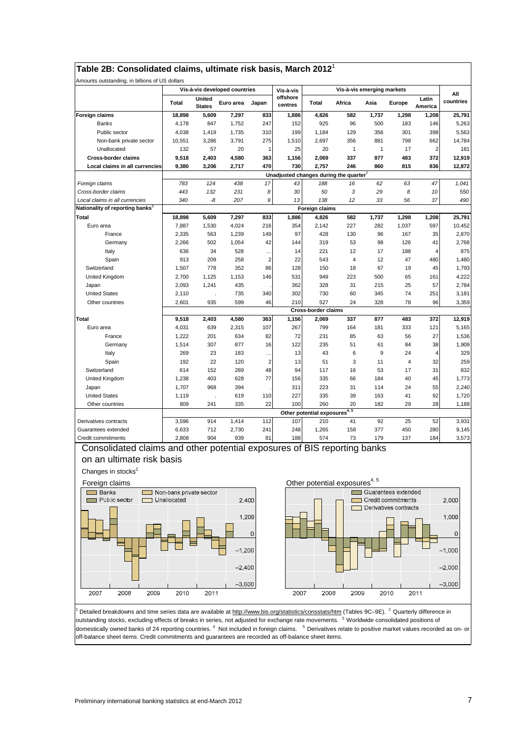## Table 2B: Consolidated claims, ultimate risk basis, March 2012[1]

Amounts outstanding, in billions of US dollars

| | Vis-à-vis developed countries | | | | Vis-à-vis offshore centres | Vis-à-vis emerging markets | | | | | All countries |
|---|---|---|---|---|---|---|---|---|---|---|---|
| | Total | United States | Euro area | Japan | | Total | Africa | Asia | Europe | Latin America | |
| **Foreign claims** | **18,898** | **5,609** | **7,297** | **833** | **1,886** | **4,826** | **582** | **1,737** | **1,298** | **1,208** | **25,791** |
| Banks | 4,178 | 847 | 1,752 | 247 | 152 | 925 | 96 | 500 | 183 | 146 | 5,263 |
| Public sector | 4,038 | 1,419 | 1,735 | 310 | 199 | 1,184 | 129 | 356 | 301 | 398 | 5,563 |
| Non-bank private sector | 10,551 | 3,286 | 3,791 | 275 | 1,510 | 2,697 | 356 | 881 | 798 | 662 | 14,784 |
| Unallocated | 132 | 57 | 20 | 1 | 25 | 20 | 1 | 1 | 17 | 2 | 181 |
| **Cross-border claims** | **9,518** | **2,403** | **4,580** | **363** | **1,156** | **2,069** | **337** | **877** | **483** | **372** | **12,919** |
| **Local claims in all currencies** | **9,380** | **3,206** | **2,717** | **470** | **730** | **2,757** | **246** | **860** | **815** | **836** | **12,872** |
| | **Unadjusted changes during the quarter[2]** | | | | | | | | | | |
| *Foreign claims* | *783* | *124* | *438* | *17* | *43* | *188* | *16* | *62* | *63* | *47* | *1,041* |
| *Cross-border claims* | *443* | *132* | *231* | *8* | *30* | *50* | *3* | *29* | *8* | *10* | *550* |
| *Local claims in all currencies* | *340* | *-8* | *207* | *9* | *13* | *138* | *12* | *33* | *56* | *37* | *490* |
| **Nationality of reporting banks[3]** | **Foreign claims** | | | | | | | | | | |
| **Total** | **18,898** | **5,609** | **7,297** | **833** | **1,886** | **4,826** | **582** | **1,737** | **1,298** | **1,208** | **25,791** |
| Euro area | 7,887 | 1,530 | 4,024 | 216 | 354 | 2,142 | 227 | 282 | 1,037 | 597 | 10,452 |
| France | 2,335 | 563 | 1,239 | 149 | 97 | 428 | 130 | 96 | 167 | 35 | 2,870 |
| Germany | 2,266 | 502 | 1,054 | 42 | 144 | 319 | 53 | 98 | 126 | 41 | 2,768 |
| Italy | 636 | 34 | 528 | … | 14 | 221 | 12 | 17 | 188 | 4 | 875 |
| Spain | 913 | 209 | 258 | 2 | 22 | 543 | 4 | 12 | 47 | 480 | 1,480 |
| Switzerland | 1,507 | 778 | 352 | 86 | 128 | 150 | 18 | 67 | 19 | 45 | 1,793 |
| United Kingdom | 2,700 | 1,125 | 1,153 | 146 | 531 | 949 | 223 | 500 | 65 | 161 | 4,222 |
| Japan | 2,093 | 1,241 | 435 | . | 362 | 328 | 31 | 215 | 25 | 57 | 2,784 |
| United States | 2,110 | . | 735 | 340 | 302 | 730 | 60 | 345 | 74 | 251 | 3,181 |
| Other countries | 2,601 | 935 | 599 | 46 | 210 | 527 | 24 | 328 | 78 | 96 | 3,359 |
| | **Cross-border claims** | | | | | | | | | | |
| **Total** | **9,518** | **2,403** | **4,580** | **363** | **1,156** | **2,069** | **337** | **877** | **483** | **372** | **12,919** |
| Euro area | 4,031 | 639 | 2,315 | 107 | 267 | 799 | 164 | 181 | 333 | 121 | 5,165 |
| France | 1,222 | 201 | 634 | 82 | 72 | 231 | 85 | 63 | 56 | 27 | 1,536 |
| Germany | 1,514 | 307 | 877 | 16 | 122 | 235 | 51 | 61 | 84 | 38 | 1,909 |
| Italy | 269 | 23 | 183 | … | 13 | 43 | 6 | 9 | 24 | 4 | 329 |
| Spain | 192 | 22 | 120 | 2 | 13 | 51 | 3 | 11 | 4 | 32 | 259 |
| Switzerland | 614 | 152 | 289 | 48 | 94 | 117 | 16 | 53 | 17 | 31 | 832 |
| United Kingdom | 1,238 | 403 | 628 | 77 | 156 | 335 | 66 | 184 | 40 | 45 | 1,773 |
| Japan | 1,707 | 968 | 394 | . | 311 | 223 | 31 | 114 | 24 | 55 | 2,240 |
| United States | 1,119 | . | 619 | 110 | 227 | 335 | 39 | 163 | 41 | 92 | 1,720 |
| Other countries | 809 | 241 | 335 | 22 | 100 | 260 | 20 | 182 | 29 | 28 | 1,188 |
| | **Other potential exposures[4, 5]** | | | | | | | | | | |
| Derivatives contracts | 3,596 | 914 | 1,414 | 112 | 107 | 210 | 41 | 92 | 25 | 52 | 3,931 |
| Guarantees extended | 6,633 | 712 | 2,730 | 241 | 248 | 1,265 | 158 | 377 | 450 | 280 | 9,145 |
| Credit commitments | 2,808 | 904 | 939 | 81 | 188 | 574 | 73 | 179 | 137 | 184 | 3,573 |

### Consolidated claims and other potential exposures of BIS reporting banks on an ultimate risk basis

Changes in stocks[2]

Foreign claims

Other potential exposures[4, 5]

[1] Detailed breakdowns and time series data are available at http://www.bis.org/statistics/consstats/htm (Tables 9C–9E). [2] Quarterly difference in outstanding stocks, excluding effects of breaks in series, not adjusted for exchange rate movements. [3] Worldwide consolidated positions of domestically owned banks of 24 reporting countries. [4] Not included in foreign claims. [5] Derivatives relate to positive market values recorded as on- or off-balance sheet items. Credit commitments and guarantees are recorded as off-balance sheet items.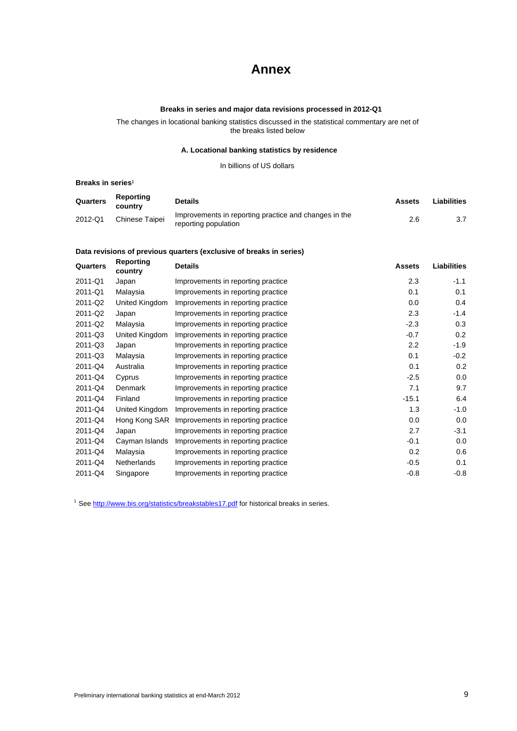# Annex

**Breaks in series and major data revisions processed in 2012-Q1**

The changes in locational banking statistics discussed in the statistical commentary are net of the breaks listed below

**A. Locational banking statistics by residence**

In billions of US dollars

**Breaks in series**[1]

| Quarters | Reporting country | Details | Assets | Liabilities |
|---|---|---|---|---|
| 2012-Q1 | Chinese Taipei | Improvements in reporting practice and changes in the reporting population | 2.6 | 3.7 |

**Data revisions of previous quarters (exclusive of breaks in series)**

| Quarters | Reporting country | Details | Assets | Liabilities |
|---|---|---|---|---|
| 2011-Q1 | Japan | Improvements in reporting practice | 2.3 | -1.1 |
| 2011-Q1 | Malaysia | Improvements in reporting practice | 0.1 | 0.1 |
| 2011-Q2 | United Kingdom | Improvements in reporting practice | 0.0 | 0.4 |
| 2011-Q2 | Japan | Improvements in reporting practice | 2.3 | -1.4 |
| 2011-Q2 | Malaysia | Improvements in reporting practice | -2.3 | 0.3 |
| 2011-Q3 | United Kingdom | Improvements in reporting practice | -0.7 | 0.2 |
| 2011-Q3 | Japan | Improvements in reporting practice | 2.2 | -1.9 |
| 2011-Q3 | Malaysia | Improvements in reporting practice | 0.1 | -0.2 |
| 2011-Q4 | Australia | Improvements in reporting practice | 0.1 | 0.2 |
| 2011-Q4 | Cyprus | Improvements in reporting practice | -2.5 | 0.0 |
| 2011-Q4 | Denmark | Improvements in reporting practice | 7.1 | 9.7 |
| 2011-Q4 | Finland | Improvements in reporting practice | -15.1 | 6.4 |
| 2011-Q4 | United Kingdom | Improvements in reporting practice | 1.3 | -1.0 |
| 2011-Q4 | Hong Kong SAR | Improvements in reporting practice | 0.0 | 0.0 |
| 2011-Q4 | Japan | Improvements in reporting practice | 2.7 | -3.1 |
| 2011-Q4 | Cayman Islands | Improvements in reporting practice | -0.1 | 0.0 |
| 2011-Q4 | Malaysia | Improvements in reporting practice | 0.2 | 0.6 |
| 2011-Q4 | Netherlands | Improvements in reporting practice | -0.5 | 0.1 |
| 2011-Q4 | Singapore | Improvements in reporting practice | -0.8 | -0.8 |

[1] See http://www.bis.org/statistics/breakstables17.pdf for historical breaks in series.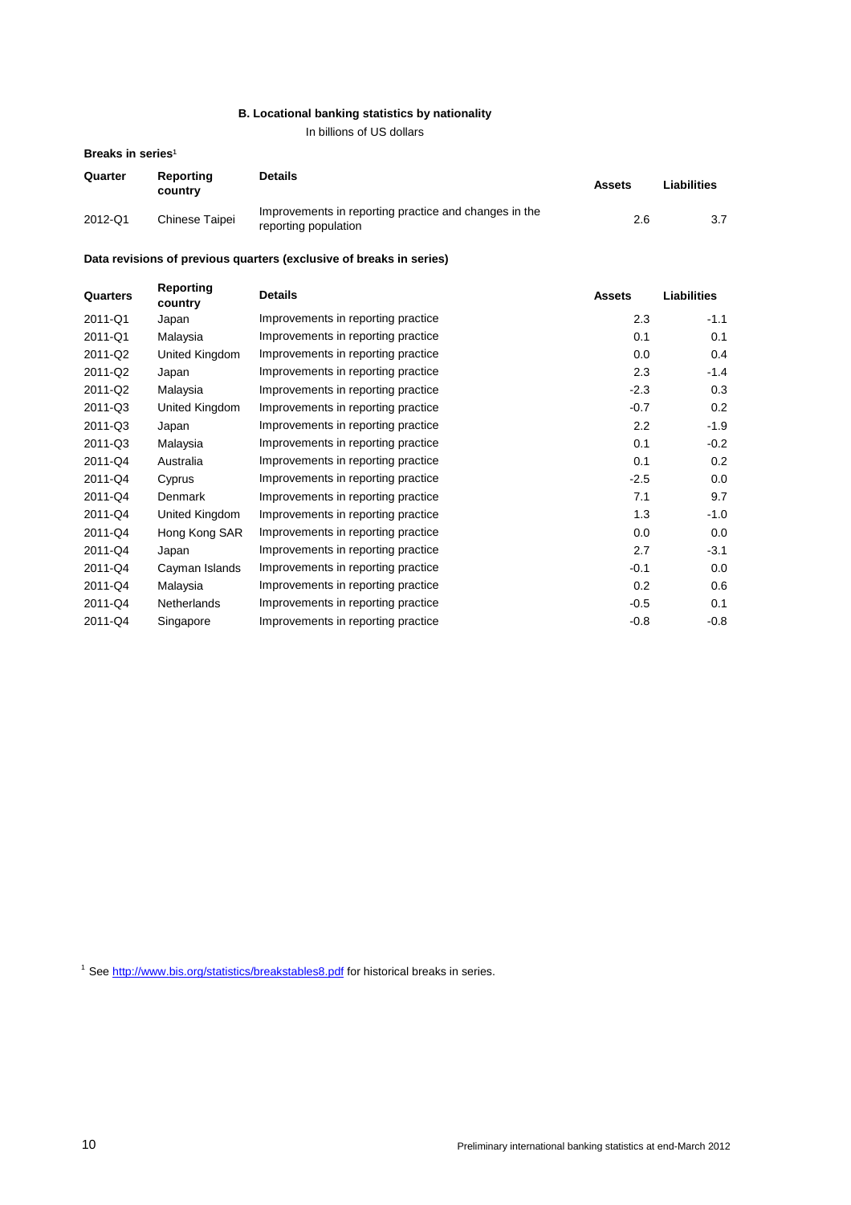### B. Locational banking statistics by nationality

In billions of US dollars

**Breaks in series**[1]

| Quarter | Reporting country | Details | Assets | Liabilities |
|---|---|---|---|---|
| 2012-Q1 | Chinese Taipei | Improvements in reporting practice and changes in the reporting population | 2.6 | 3.7 |

**Data revisions of previous quarters (exclusive of breaks in series)**

| Quarters | Reporting country | Details | Assets | Liabilities |
|---|---|---|---|---|
| 2011-Q1 | Japan | Improvements in reporting practice | 2.3 | -1.1 |
| 2011-Q1 | Malaysia | Improvements in reporting practice | 0.1 | 0.1 |
| 2011-Q2 | United Kingdom | Improvements in reporting practice | 0.0 | 0.4 |
| 2011-Q2 | Japan | Improvements in reporting practice | 2.3 | -1.4 |
| 2011-Q2 | Malaysia | Improvements in reporting practice | -2.3 | 0.3 |
| 2011-Q3 | United Kingdom | Improvements in reporting practice | -0.7 | 0.2 |
| 2011-Q3 | Japan | Improvements in reporting practice | 2.2 | -1.9 |
| 2011-Q3 | Malaysia | Improvements in reporting practice | 0.1 | -0.2 |
| 2011-Q4 | Australia | Improvements in reporting practice | 0.1 | 0.2 |
| 2011-Q4 | Cyprus | Improvements in reporting practice | -2.5 | 0.0 |
| 2011-Q4 | Denmark | Improvements in reporting practice | 7.1 | 9.7 |
| 2011-Q4 | United Kingdom | Improvements in reporting practice | 1.3 | -1.0 |
| 2011-Q4 | Hong Kong SAR | Improvements in reporting practice | 0.0 | 0.0 |
| 2011-Q4 | Japan | Improvements in reporting practice | 2.7 | -3.1 |
| 2011-Q4 | Cayman Islands | Improvements in reporting practice | -0.1 | 0.0 |
| 2011-Q4 | Malaysia | Improvements in reporting practice | 0.2 | 0.6 |
| 2011-Q4 | Netherlands | Improvements in reporting practice | -0.5 | 0.1 |
| 2011-Q4 | Singapore | Improvements in reporting practice | -0.8 | -0.8 |

[1] See http://www.bis.org/statistics/breakstables8.pdf for historical breaks in series.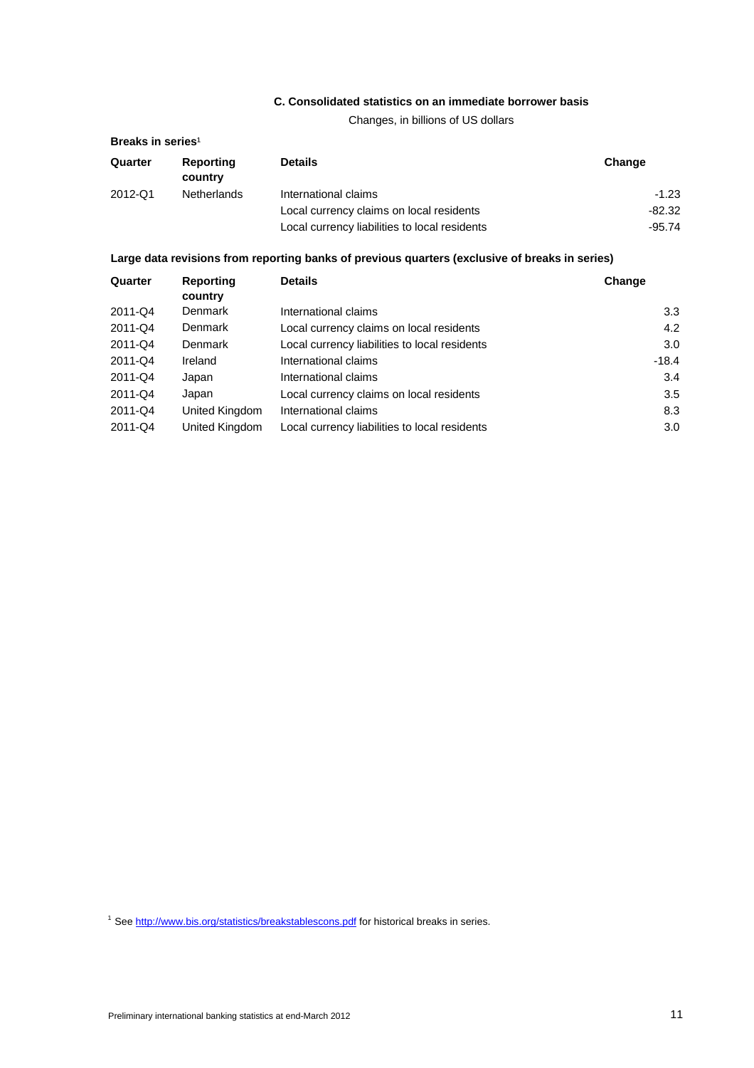### C. Consolidated statistics on an immediate borrower basis

Changes, in billions of US dollars

**Breaks in series**[1]

| Quarter | Reporting country | Details | Change |
|---|---|---|---|
| 2012-Q1 | Netherlands | International claims | -1.23 |
| | | Local currency claims on local residents | -82.32 |
| | | Local currency liabilities to local residents | -95.74 |

**Large data revisions from reporting banks of previous quarters (exclusive of breaks in series)**

| Quarter | Reporting country | Details | Change |
|---|---|---|---|
| 2011-Q4 | Denmark | International claims | 3.3 |
| 2011-Q4 | Denmark | Local currency claims on local residents | 4.2 |
| 2011-Q4 | Denmark | Local currency liabilities to local residents | 3.0 |
| 2011-Q4 | Ireland | International claims | -18.4 |
| 2011-Q4 | Japan | International claims | 3.4 |
| 2011-Q4 | Japan | Local currency claims on local residents | 3.5 |
| 2011-Q4 | United Kingdom | International claims | 8.3 |
| 2011-Q4 | United Kingdom | Local currency liabilities to local residents | 3.0 |

[1] See http://www.bis.org/statistics/breakstablescons.pdf for historical breaks in series.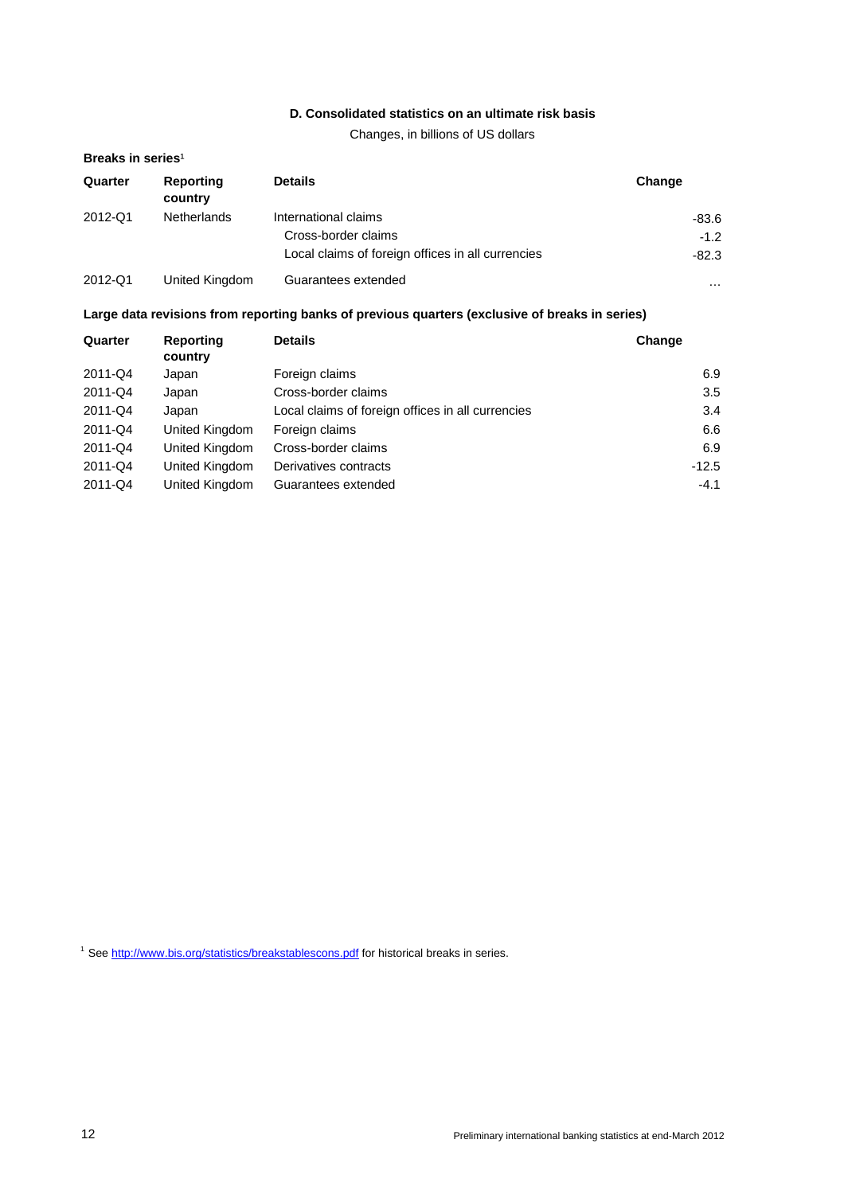### D. Consolidated statistics on an ultimate risk basis

Changes, in billions of US dollars

**Breaks in series**[1]

| Quarter | Reporting country | Details | Change |
|---|---|---|---|
| 2012-Q1 | Netherlands | International claims | -83.6 |
| | | Cross-border claims | -1.2 |
| | | Local claims of foreign offices in all currencies | -82.3 |
| 2012-Q1 | United Kingdom | Guarantees extended | … |

**Large data revisions from reporting banks of previous quarters (exclusive of breaks in series)**

| Quarter | Reporting country | Details | Change |
|---|---|---|---|
| 2011-Q4 | Japan | Foreign claims | 6.9 |
| 2011-Q4 | Japan | Cross-border claims | 3.5 |
| 2011-Q4 | Japan | Local claims of foreign offices in all currencies | 3.4 |
| 2011-Q4 | United Kingdom | Foreign claims | 6.6 |
| 2011-Q4 | United Kingdom | Cross-border claims | 6.9 |
| 2011-Q4 | United Kingdom | Derivatives contracts | -12.5 |
| 2011-Q4 | United Kingdom | Guarantees extended | -4.1 |

[1] See http://www.bis.org/statistics/breakstablescons.pdf for historical breaks in series.